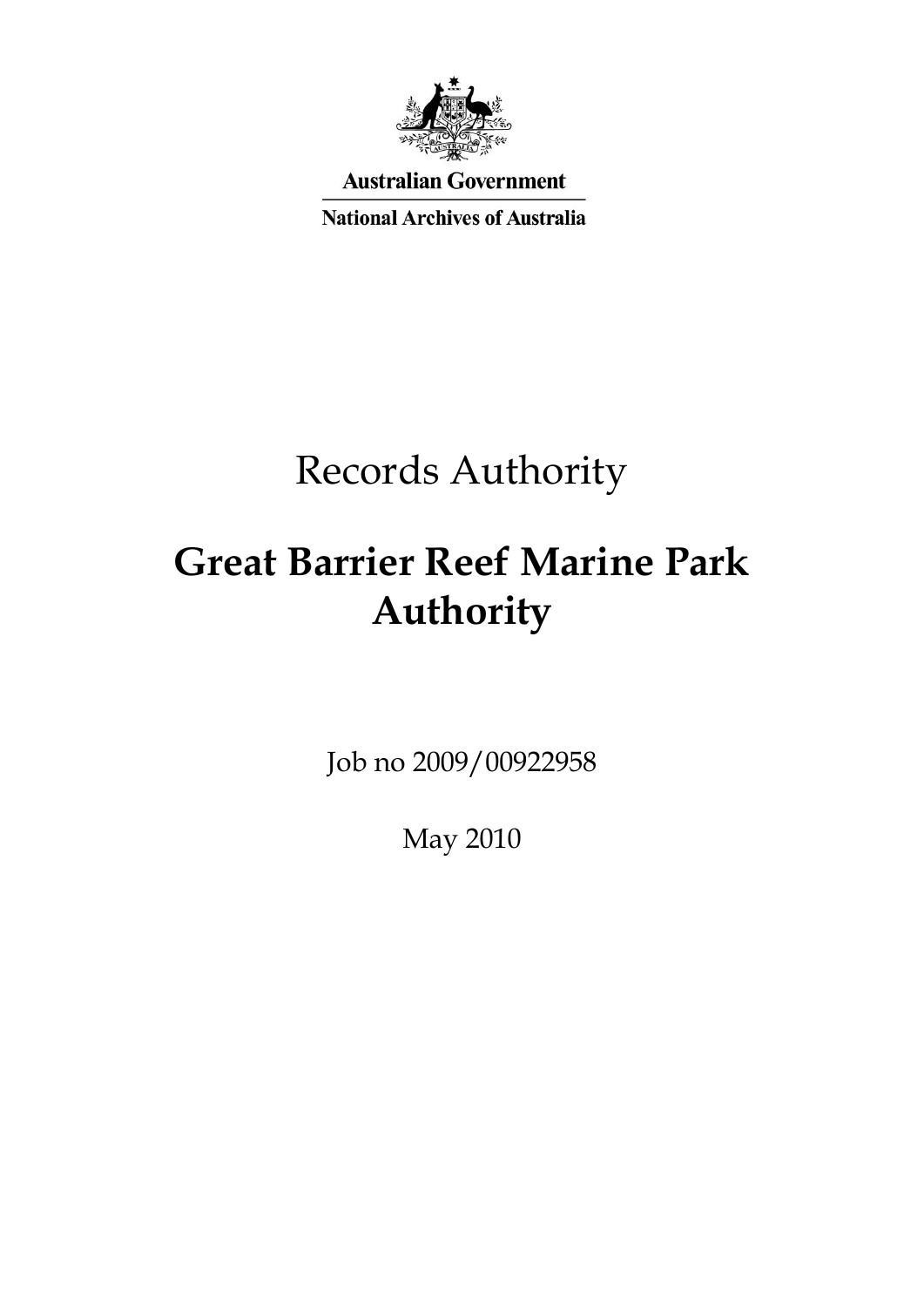Australian Government

National Archives of Australia

# Records Authority

# Great Barrier Reef Marine Park Authority

Job no 2009/00922958

May 2010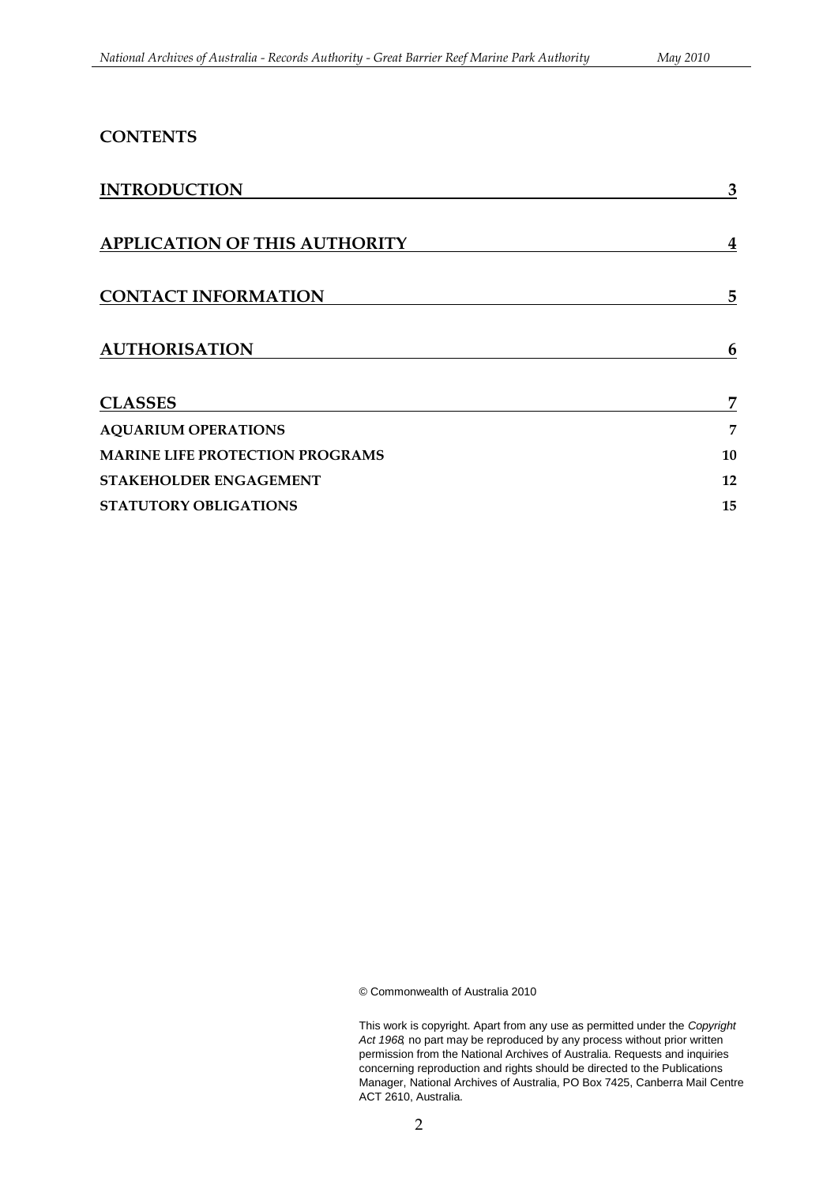## CONTENTS

| | |
|---|---|
| **INTRODUCTION** | **3** |
| **APPLICATION OF THIS AUTHORITY** | **4** |
| **CONTACT INFORMATION** | **5** |
| **AUTHORISATION** | **6** |
| **CLASSES** | **7** |
| **AQUARIUM OPERATIONS** | **7** |
| **MARINE LIFE PROTECTION PROGRAMS** | **10** |
| **STAKEHOLDER ENGAGEMENT** | **12** |
| **STATUTORY OBLIGATIONS** | **15** |

© Commonwealth of Australia 2010

This work is copyright. Apart from any use as permitted under the *Copyright Act 1968*, no part may be reproduced by any process without prior written permission from the National Archives of Australia. Requests and inquiries concerning reproduction and rights should be directed to the Publications Manager, National Archives of Australia, PO Box 7425, Canberra Mail Centre ACT 2610, Australia.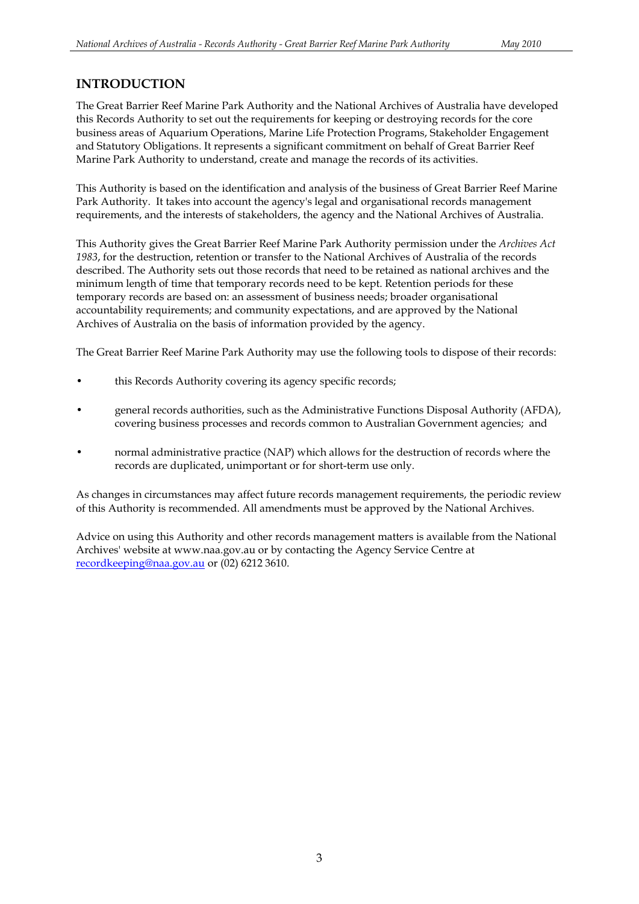## INTRODUCTION

The Great Barrier Reef Marine Park Authority and the National Archives of Australia have developed this Records Authority to set out the requirements for keeping or destroying records for the core business areas of Aquarium Operations, Marine Life Protection Programs, Stakeholder Engagement and Statutory Obligations. It represents a significant commitment on behalf of Great Barrier Reef Marine Park Authority to understand, create and manage the records of its activities.

This Authority is based on the identification and analysis of the business of Great Barrier Reef Marine Park Authority. It takes into account the agency's legal and organisational records management requirements, and the interests of stakeholders, the agency and the National Archives of Australia.

This Authority gives the Great Barrier Reef Marine Park Authority permission under the *Archives Act 1983*, for the destruction, retention or transfer to the National Archives of Australia of the records described. The Authority sets out those records that need to be retained as national archives and the minimum length of time that temporary records need to be kept. Retention periods for these temporary records are based on: an assessment of business needs; broader organisational accountability requirements; and community expectations, and are approved by the National Archives of Australia on the basis of information provided by the agency.

The Great Barrier Reef Marine Park Authority may use the following tools to dispose of their records:

- this Records Authority covering its agency specific records;
- general records authorities, such as the Administrative Functions Disposal Authority (AFDA), covering business processes and records common to Australian Government agencies; and
- normal administrative practice (NAP) which allows for the destruction of records where the records are duplicated, unimportant or for short-term use only.

As changes in circumstances may affect future records management requirements, the periodic review of this Authority is recommended. All amendments must be approved by the National Archives.

Advice on using this Authority and other records management matters is available from the National Archives' website at www.naa.gov.au or by contacting the Agency Service Centre at recordkeeping@naa.gov.au or (02) 6212 3610.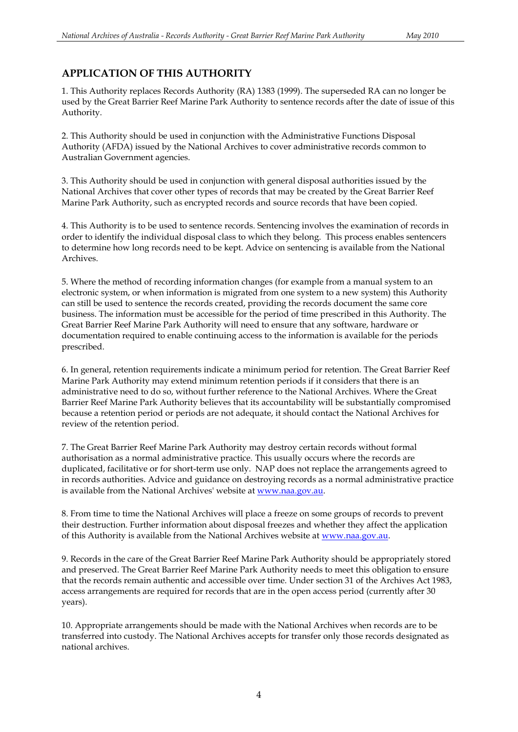## APPLICATION OF THIS AUTHORITY

1. This Authority replaces Records Authority (RA) 1383 (1999). The superseded RA can no longer be used by the Great Barrier Reef Marine Park Authority to sentence records after the date of issue of this Authority.

2. This Authority should be used in conjunction with the Administrative Functions Disposal Authority (AFDA) issued by the National Archives to cover administrative records common to Australian Government agencies.

3. This Authority should be used in conjunction with general disposal authorities issued by the National Archives that cover other types of records that may be created by the Great Barrier Reef Marine Park Authority, such as encrypted records and source records that have been copied.

4. This Authority is to be used to sentence records. Sentencing involves the examination of records in order to identify the individual disposal class to which they belong. This process enables sentencers to determine how long records need to be kept. Advice on sentencing is available from the National Archives.

5. Where the method of recording information changes (for example from a manual system to an electronic system, or when information is migrated from one system to a new system) this Authority can still be used to sentence the records created, providing the records document the same core business. The information must be accessible for the period of time prescribed in this Authority. The Great Barrier Reef Marine Park Authority will need to ensure that any software, hardware or documentation required to enable continuing access to the information is available for the periods prescribed.

6. In general, retention requirements indicate a minimum period for retention. The Great Barrier Reef Marine Park Authority may extend minimum retention periods if it considers that there is an administrative need to do so, without further reference to the National Archives. Where the Great Barrier Reef Marine Park Authority believes that its accountability will be substantially compromised because a retention period or periods are not adequate, it should contact the National Archives for review of the retention period.

7. The Great Barrier Reef Marine Park Authority may destroy certain records without formal authorisation as a normal administrative practice. This usually occurs where the records are duplicated, facilitative or for short-term use only. NAP does not replace the arrangements agreed to in records authorities. Advice and guidance on destroying records as a normal administrative practice is available from the National Archives' website at [www.naa.gov.au](http://www.naa.gov.au).

8. From time to time the National Archives will place a freeze on some groups of records to prevent their destruction. Further information about disposal freezes and whether they affect the application of this Authority is available from the National Archives website at [www.naa.gov.au](http://www.naa.gov.au).

9. Records in the care of the Great Barrier Reef Marine Park Authority should be appropriately stored and preserved. The Great Barrier Reef Marine Park Authority needs to meet this obligation to ensure that the records remain authentic and accessible over time. Under section 31 of the Archives Act 1983, access arrangements are required for records that are in the open access period (currently after 30 years).

10. Appropriate arrangements should be made with the National Archives when records are to be transferred into custody. The National Archives accepts for transfer only those records designated as national archives.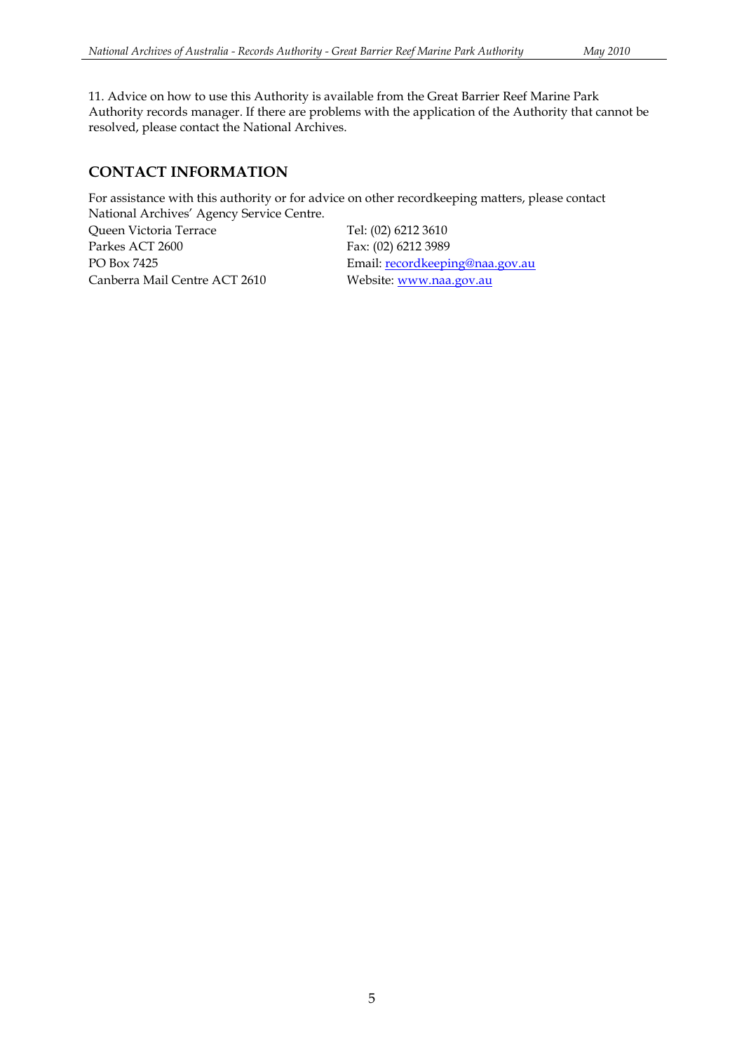11. Advice on how to use this Authority is available from the Great Barrier Reef Marine Park Authority records manager. If there are problems with the application of the Authority that cannot be resolved, please contact the National Archives.

## CONTACT INFORMATION

For assistance with this authority or for advice on other recordkeeping matters, please contact National Archives' Agency Service Centre.

Queen Victoria Terrace
Parkes ACT 2600
PO Box 7425
Canberra Mail Centre ACT 2610

Tel: (02) 6212 3610
Fax: (02) 6212 3989
Email: recordkeeping@naa.gov.au
Website: www.naa.gov.au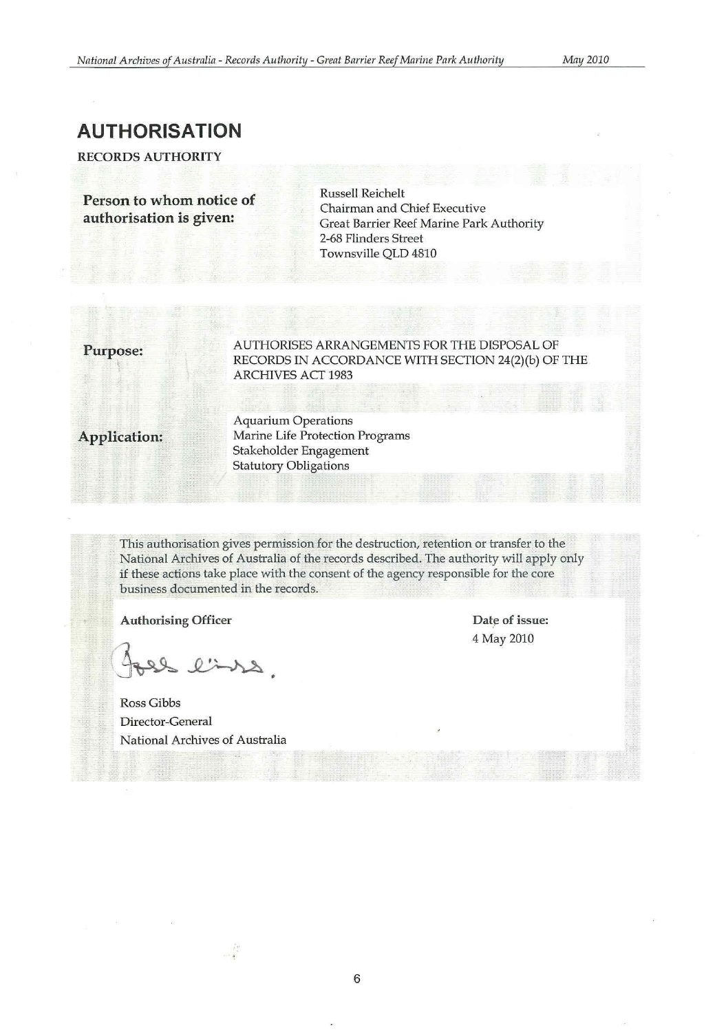# AUTHORISATION

RECORDS AUTHORITY

| | |
|---|---|
| **Person to whom notice of authorisation is given:** | Russell Reichelt<br>Chairman and Chief Executive<br>Great Barrier Reef Marine Park Authority<br>2-68 Flinders Street<br>Townsville QLD 4810 |

| | |
|---|---|
| **Purpose:** | AUTHORISES ARRANGEMENTS FOR THE DISPOSAL OF RECORDS IN ACCORDANCE WITH SECTION 24(2)(b) OF THE ARCHIVES ACT 1983 |
| **Application:** | Aquarium Operations<br>Marine Life Protection Programs<br>Stakeholder Engagement<br>Statutory Obligations |

This authorisation gives permission for the destruction, retention or transfer to the National Archives of Australia of the records described. The authority will apply only if these actions take place with the consent of the agency responsible for the core business documented in the records.

**Authorising Officer**

Ross Gibbs
Director-General
National Archives of Australia

**Date of issue:**
4 May 2010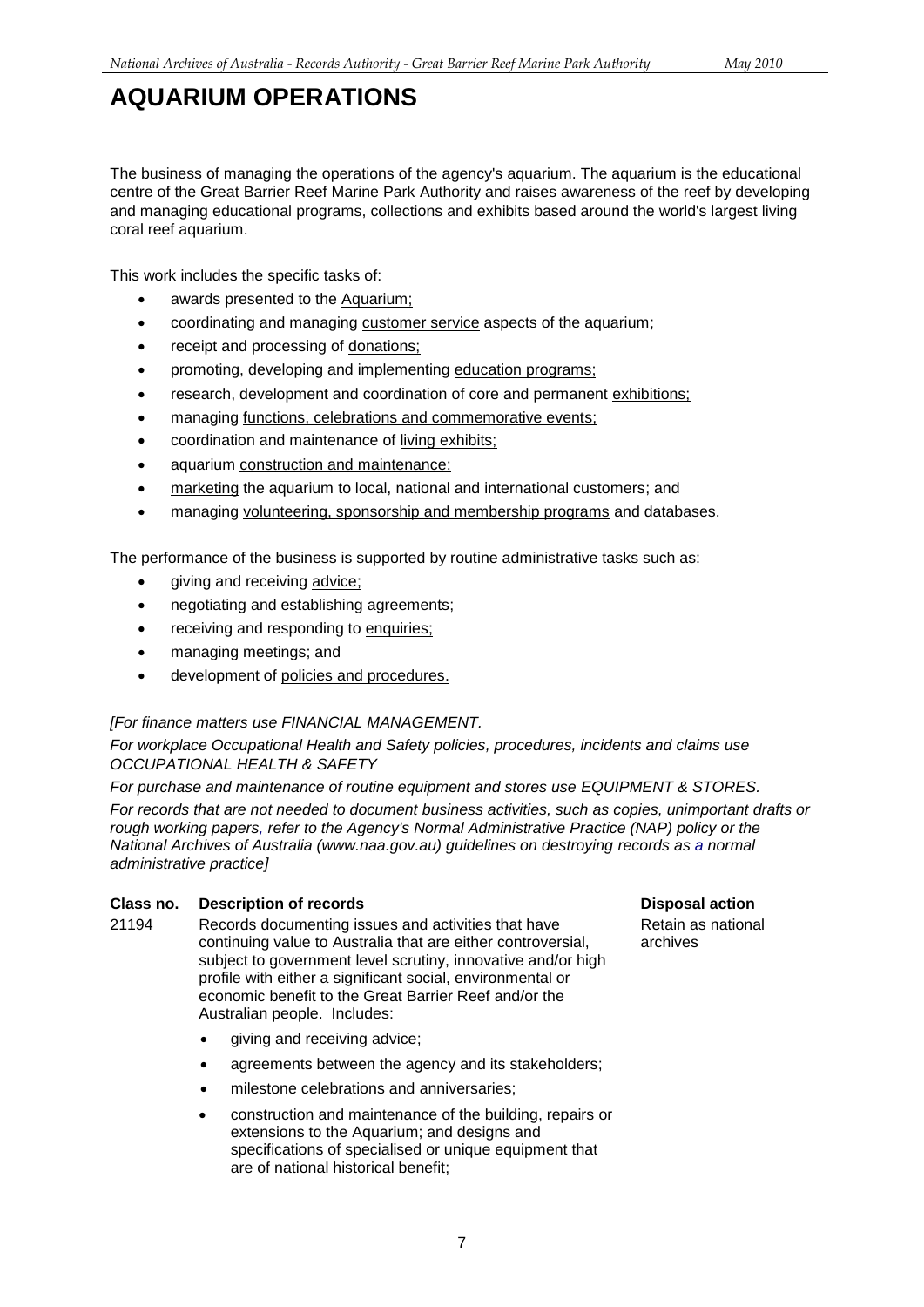# AQUARIUM OPERATIONS

The business of managing the operations of the agency's aquarium. The aquarium is the educational centre of the Great Barrier Reef Marine Park Authority and raises awareness of the reef by developing and managing educational programs, collections and exhibits based around the world's largest living coral reef aquarium.

This work includes the specific tasks of:

- awards presented to the Aquarium;
- coordinating and managing customer service aspects of the aquarium;
- receipt and processing of donations;
- promoting, developing and implementing education programs;
- research, development and coordination of core and permanent exhibitions;
- managing functions, celebrations and commemorative events;
- coordination and maintenance of living exhibits;
- aquarium construction and maintenance;
- marketing the aquarium to local, national and international customers; and
- managing volunteering, sponsorship and membership programs and databases.

The performance of the business is supported by routine administrative tasks such as:

- giving and receiving advice;
- negotiating and establishing agreements;
- receiving and responding to enquiries;
- managing meetings; and
- development of policies and procedures.

*[For finance matters use FINANCIAL MANAGEMENT.*

*For workplace Occupational Health and Safety policies, procedures, incidents and claims use OCCUPATIONAL HEALTH & SAFETY*

*For purchase and maintenance of routine equipment and stores use EQUIPMENT & STORES.*

*For records that are not needed to document business activities, such as copies, unimportant drafts or rough working papers, refer to the Agency's Normal Administrative Practice (NAP) policy or the National Archives of Australia (www.naa.gov.au) guidelines on destroying records as a normal administrative practice]*

| Class no. | Description of records | Disposal action |
|---|---|---|
| 21194 | Records documenting issues and activities that have continuing value to Australia that are either controversial, subject to government level scrutiny, innovative and/or high profile with either a significant social, environmental or economic benefit to the Great Barrier Reef and/or the Australian people. Includes:<br>• giving and receiving advice;<br>• agreements between the agency and its stakeholders;<br>• milestone celebrations and anniversaries;<br>• construction and maintenance of the building, repairs or extensions to the Aquarium; and designs and specifications of specialised or unique equipment that are of national historical benefit; | Retain as national archives |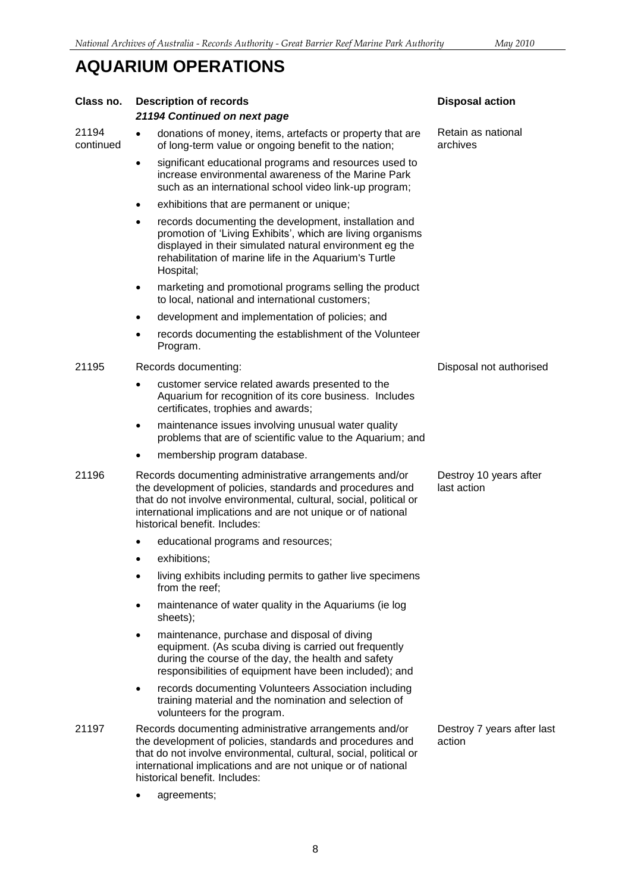# AQUARIUM OPERATIONS

| Class no. | Description of records | Disposal action |
|---|---|---|
| | ***21194 Continued on next page*** | |
| 21194 continued | • donations of money, items, artefacts or property that are of long-term value or ongoing benefit to the nation;<br>• significant educational programs and resources used to increase environmental awareness of the Marine Park such as an international school video link-up program;<br>• exhibitions that are permanent or unique;<br>• records documenting the development, installation and promotion of 'Living Exhibits', which are living organisms displayed in their simulated natural environment eg the rehabilitation of marine life in the Aquarium's Turtle Hospital;<br>• marketing and promotional programs selling the product to local, national and international customers;<br>• development and implementation of policies; and<br>• records documenting the establishment of the Volunteer Program. | Retain as national archives |
| 21195 | Records documenting:<br>• customer service related awards presented to the Aquarium for recognition of its core business. Includes certificates, trophies and awards;<br>• maintenance issues involving unusual water quality problems that are of scientific value to the Aquarium; and<br>• membership program database. | Disposal not authorised |
| 21196 | Records documenting administrative arrangements and/or the development of policies, standards and procedures and that do not involve environmental, cultural, social, political or international implications and are not unique or of national historical benefit. Includes:<br>• educational programs and resources;<br>• exhibitions;<br>• living exhibits including permits to gather live specimens from the reef;<br>• maintenance of water quality in the Aquariums (ie log sheets);<br>• maintenance, purchase and disposal of diving equipment. (As scuba diving is carried out frequently during the course of the day, the health and safety responsibilities of equipment have been included); and<br>• records documenting Volunteers Association including training material and the nomination and selection of volunteers for the program. | Destroy 10 years after last action |
| 21197 | Records documenting administrative arrangements and/or the development of policies, standards and procedures and that do not involve environmental, cultural, social, political or international implications and are not unique or of national historical benefit. Includes:<br>• agreements; | Destroy 7 years after last action |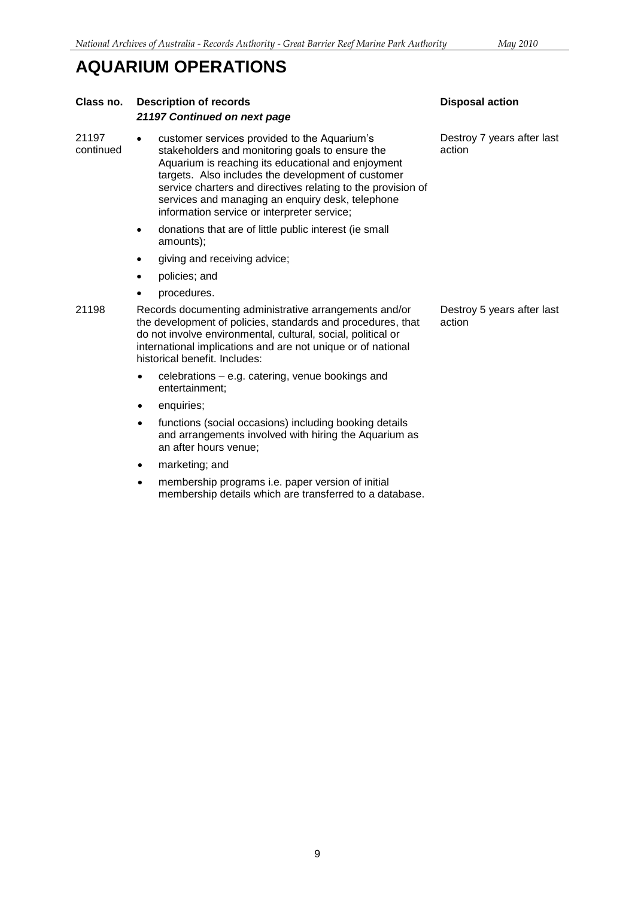# AQUARIUM OPERATIONS

| Class no. | Description of records<br>***21197 Continued on next page*** | Disposal action |
|---|---|---|
| 21197 continued | • customer services provided to the Aquarium's stakeholders and monitoring goals to ensure the Aquarium is reaching its educational and enjoyment targets. Also includes the development of customer service charters and directives relating to the provision of services and managing an enquiry desk, telephone information service or interpreter service;<br>• donations that are of little public interest (ie small amounts);<br>• giving and receiving advice;<br>• policies; and<br>• procedures. | Destroy 7 years after last action |
| 21198 | Records documenting administrative arrangements and/or the development of policies, standards and procedures, that do not involve environmental, cultural, social, political or international implications and are not unique or of national historical benefit. Includes:<br>• celebrations – e.g. catering, venue bookings and entertainment;<br>• enquiries;<br>• functions (social occasions) including booking details and arrangements involved with hiring the Aquarium as an after hours venue;<br>• marketing; and<br>• membership programs i.e. paper version of initial membership details which are transferred to a database. | Destroy 5 years after last action |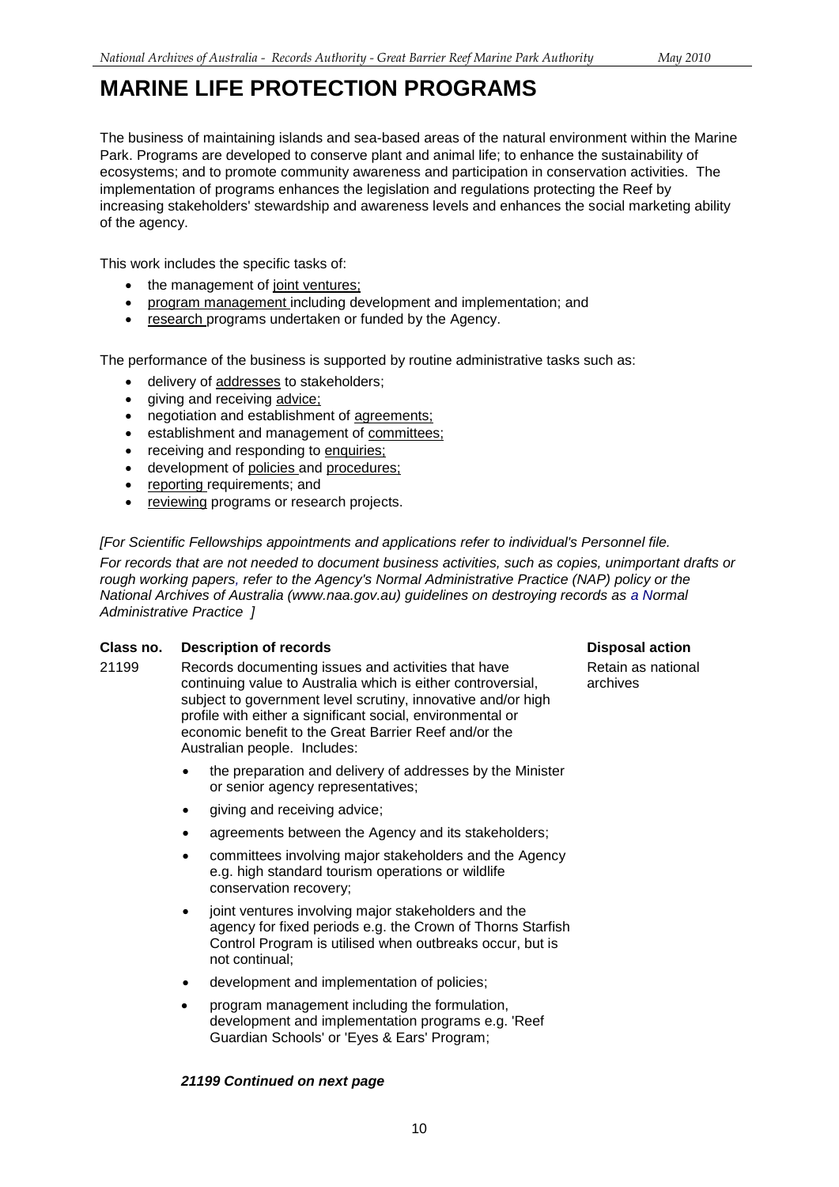# MARINE LIFE PROTECTION PROGRAMS

The business of maintaining islands and sea-based areas of the natural environment within the Marine Park. Programs are developed to conserve plant and animal life; to enhance the sustainability of ecosystems; and to promote community awareness and participation in conservation activities. The implementation of programs enhances the legislation and regulations protecting the Reef by increasing stakeholders' stewardship and awareness levels and enhances the social marketing ability of the agency.

This work includes the specific tasks of:

- the management of joint ventures;
- program management including development and implementation; and
- research programs undertaken or funded by the Agency.

The performance of the business is supported by routine administrative tasks such as:

- delivery of addresses to stakeholders;
- giving and receiving advice;
- negotiation and establishment of agreements;
- establishment and management of committees;
- receiving and responding to enquiries;
- development of policies and procedures;
- reporting requirements; and
- reviewing programs or research projects.

*[For Scientific Fellowships appointments and applications refer to individual's Personnel file.*

*For records that are not needed to document business activities, such as copies, unimportant drafts or rough working papers, refer to the Agency's Normal Administrative Practice (NAP) policy or the National Archives of Australia (www.naa.gov.au) guidelines on destroying records as a Normal Administrative Practice ]*

| Class no. | Description of records | Disposal action |
|---|---|---|
| 21199 | Records documenting issues and activities that have continuing value to Australia which is either controversial, subject to government level scrutiny, innovative and/or high profile with either a significant social, environmental or economic benefit to the Great Barrier Reef and/or the Australian people. Includes:<br>• the preparation and delivery of addresses by the Minister or senior agency representatives;<br>• giving and receiving advice;<br>• agreements between the Agency and its stakeholders;<br>• committees involving major stakeholders and the Agency e.g. high standard tourism operations or wildlife conservation recovery;<br>• joint ventures involving major stakeholders and the agency for fixed periods e.g. the Crown of Thorns Starfish Control Program is utilised when outbreaks occur, but is not continual;<br>• development and implementation of policies;<br>• program management including the formulation, development and implementation programs e.g. 'Reef Guardian Schools' or 'Eyes & Ears' Program;<br><br>***21199 Continued on next page*** | Retain as national archives |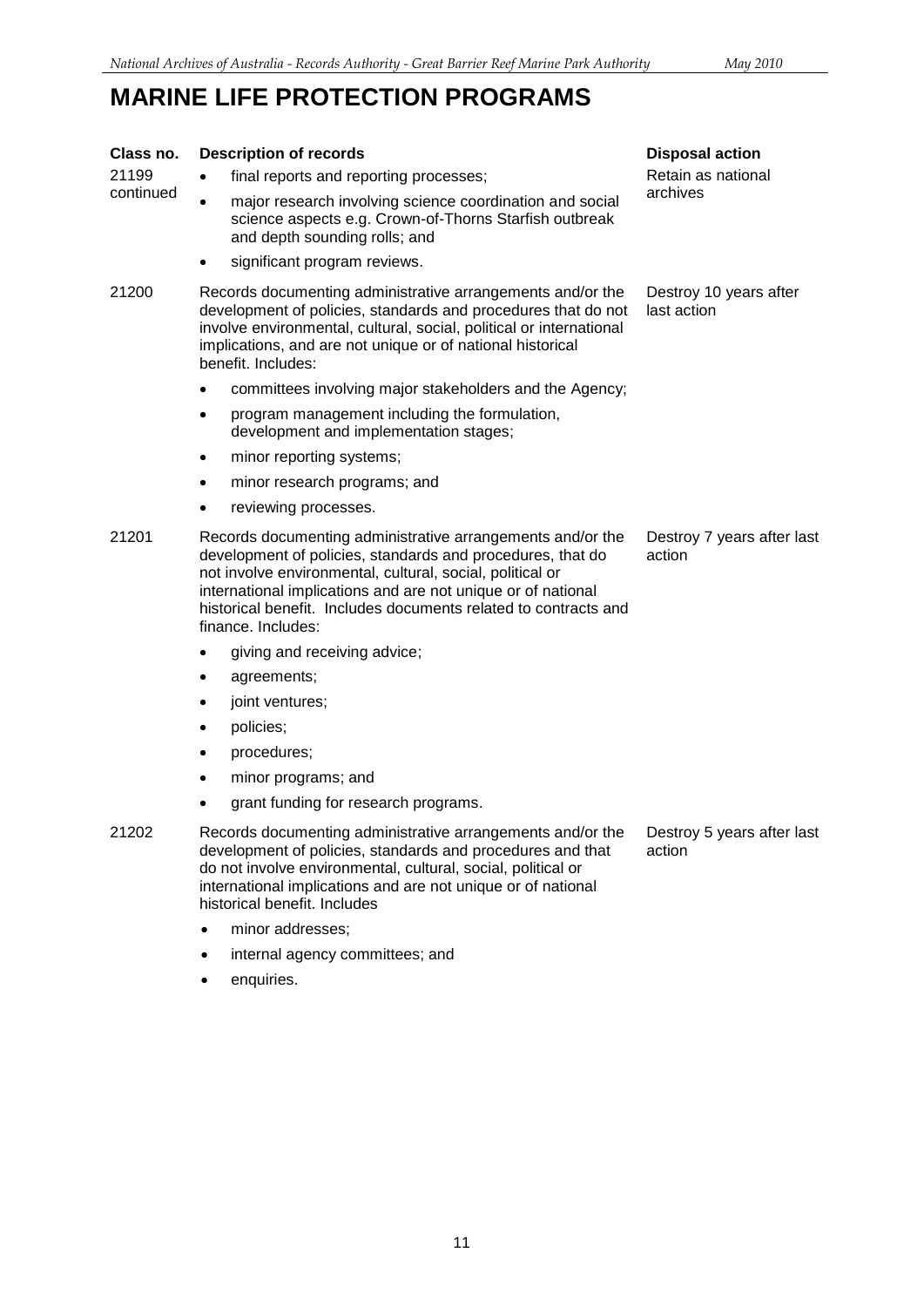# MARINE LIFE PROTECTION PROGRAMS

| Class no. | Description of records | Disposal action |
|---|---|---|
| 21199 continued | • final reports and reporting processes;<br>• major research involving science coordination and social science aspects e.g. Crown-of-Thorns Starfish outbreak and depth sounding rolls; and<br>• significant program reviews. | Retain as national archives |
| 21200 | Records documenting administrative arrangements and/or the development of policies, standards and procedures that do not involve environmental, cultural, social, political or international implications, and are not unique or of national historical benefit. Includes:<br>• committees involving major stakeholders and the Agency;<br>• program management including the formulation, development and implementation stages;<br>• minor reporting systems;<br>• minor research programs; and<br>• reviewing processes. | Destroy 10 years after last action |
| 21201 | Records documenting administrative arrangements and/or the development of policies, standards and procedures, that do not involve environmental, cultural, social, political or international implications and are not unique or of national historical benefit. Includes documents related to contracts and finance. Includes:<br>• giving and receiving advice;<br>• agreements;<br>• joint ventures;<br>• policies;<br>• procedures;<br>• minor programs; and<br>• grant funding for research programs. | Destroy 7 years after last action |
| 21202 | Records documenting administrative arrangements and/or the development of policies, standards and procedures and that do not involve environmental, cultural, social, political or international implications and are not unique or of national historical benefit. Includes<br>• minor addresses;<br>• internal agency committees; and<br>• enquiries. | Destroy 5 years after last action |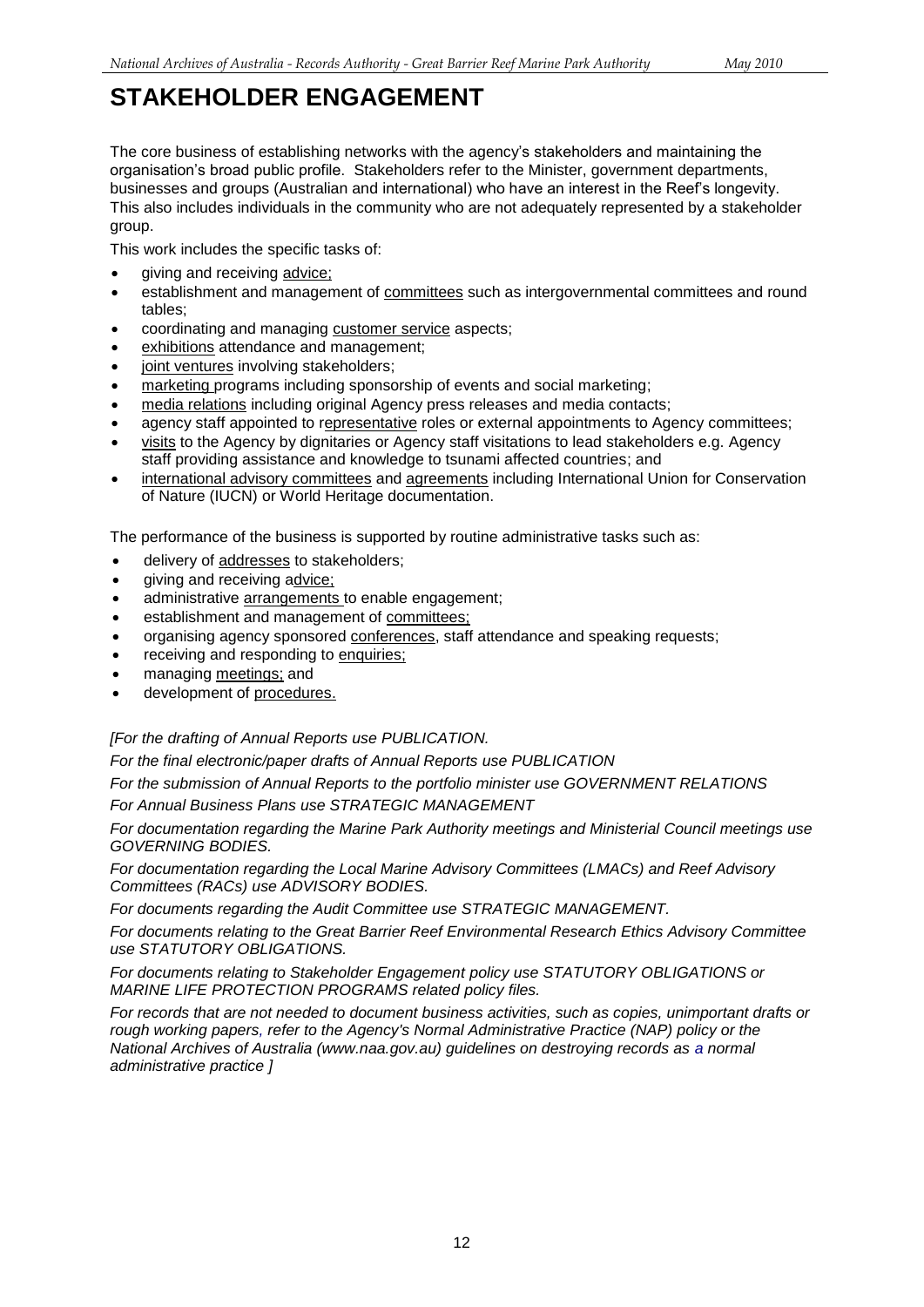# STAKEHOLDER ENGAGEMENT

The core business of establishing networks with the agency's stakeholders and maintaining the organisation's broad public profile. Stakeholders refer to the Minister, government departments, businesses and groups (Australian and international) who have an interest in the Reef's longevity. This also includes individuals in the community who are not adequately represented by a stakeholder group.

This work includes the specific tasks of:

- giving and receiving advice;
- establishment and management of committees such as intergovernmental committees and round tables;
- coordinating and managing customer service aspects;
- exhibitions attendance and management;
- joint ventures involving stakeholders;
- marketing programs including sponsorship of events and social marketing;
- media relations including original Agency press releases and media contacts;
- agency staff appointed to representative roles or external appointments to Agency committees;
- visits to the Agency by dignitaries or Agency staff visitations to lead stakeholders e.g. Agency staff providing assistance and knowledge to tsunami affected countries; and
- international advisory committees and agreements including International Union for Conservation of Nature (IUCN) or World Heritage documentation.

The performance of the business is supported by routine administrative tasks such as:

- delivery of addresses to stakeholders;
- giving and receiving advice;
- administrative arrangements to enable engagement;
- establishment and management of committees;
- organising agency sponsored conferences, staff attendance and speaking requests;
- receiving and responding to enquiries;
- managing meetings; and
- development of procedures.

*[For the drafting of Annual Reports use PUBLICATION.*

*For the final electronic/paper drafts of Annual Reports use PUBLICATION*

*For the submission of Annual Reports to the portfolio minister use GOVERNMENT RELATIONS*

*For Annual Business Plans use STRATEGIC MANAGEMENT*

*For documentation regarding the Marine Park Authority meetings and Ministerial Council meetings use GOVERNING BODIES.*

*For documentation regarding the Local Marine Advisory Committees (LMACs) and Reef Advisory Committees (RACs) use ADVISORY BODIES.*

*For documents regarding the Audit Committee use STRATEGIC MANAGEMENT.*

*For documents relating to the Great Barrier Reef Environmental Research Ethics Advisory Committee use STATUTORY OBLIGATIONS.*

*For documents relating to Stakeholder Engagement policy use STATUTORY OBLIGATIONS or MARINE LIFE PROTECTION PROGRAMS related policy files.*

*For records that are not needed to document business activities, such as copies, unimportant drafts or rough working papers, refer to the Agency's Normal Administrative Practice (NAP) policy or the National Archives of Australia (www.naa.gov.au) guidelines on destroying records as a normal administrative practice ]*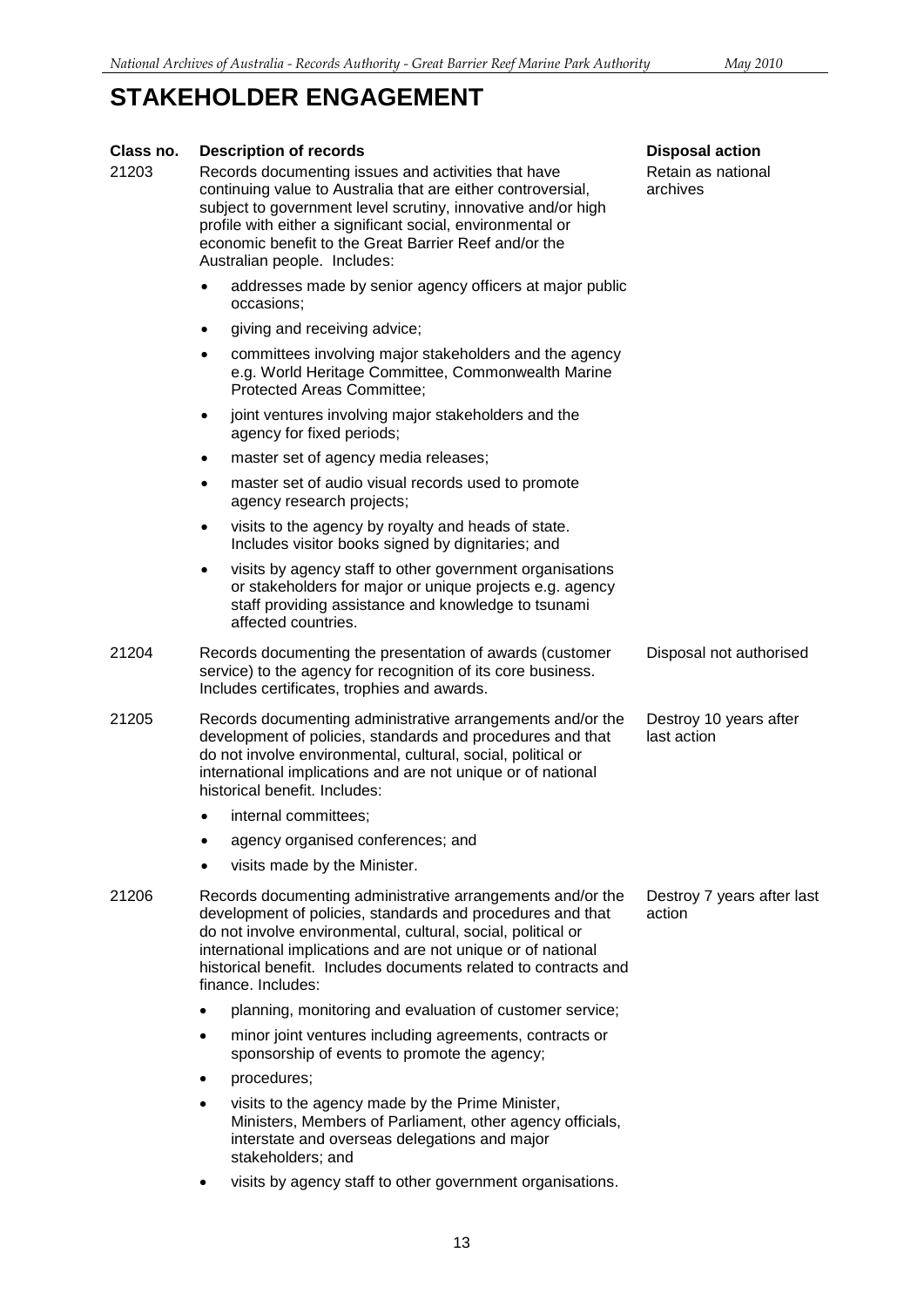# STAKEHOLDER ENGAGEMENT

| Class no. | Description of records | Disposal action |
|---|---|---|
| 21203 | Records documenting issues and activities that have continuing value to Australia that are either controversial, subject to government level scrutiny, innovative and/or high profile with either a significant social, environmental or economic benefit to the Great Barrier Reef and/or the Australian people. Includes:<br>• addresses made by senior agency officers at major public occasions;<br>• giving and receiving advice;<br>• committees involving major stakeholders and the agency e.g. World Heritage Committee, Commonwealth Marine Protected Areas Committee;<br>• joint ventures involving major stakeholders and the agency for fixed periods;<br>• master set of agency media releases;<br>• master set of audio visual records used to promote agency research projects;<br>• visits to the agency by royalty and heads of state. Includes visitor books signed by dignitaries; and<br>• visits by agency staff to other government organisations or stakeholders for major or unique projects e.g. agency staff providing assistance and knowledge to tsunami affected countries. | Retain as national archives |
| 21204 | Records documenting the presentation of awards (customer service) to the agency for recognition of its core business. Includes certificates, trophies and awards. | Disposal not authorised |
| 21205 | Records documenting administrative arrangements and/or the development of policies, standards and procedures and that do not involve environmental, cultural, social, political or international implications and are not unique or of national historical benefit. Includes:<br>• internal committees;<br>• agency organised conferences; and<br>• visits made by the Minister. | Destroy 10 years after last action |
| 21206 | Records documenting administrative arrangements and/or the development of policies, standards and procedures and that do not involve environmental, cultural, social, political or international implications and are not unique or of national historical benefit. Includes documents related to contracts and finance. Includes:<br>• planning, monitoring and evaluation of customer service;<br>• minor joint ventures including agreements, contracts or sponsorship of events to promote the agency;<br>• procedures;<br>• visits to the agency made by the Prime Minister, Ministers, Members of Parliament, other agency officials, interstate and overseas delegations and major stakeholders; and<br>• visits by agency staff to other government organisations. | Destroy 7 years after last action |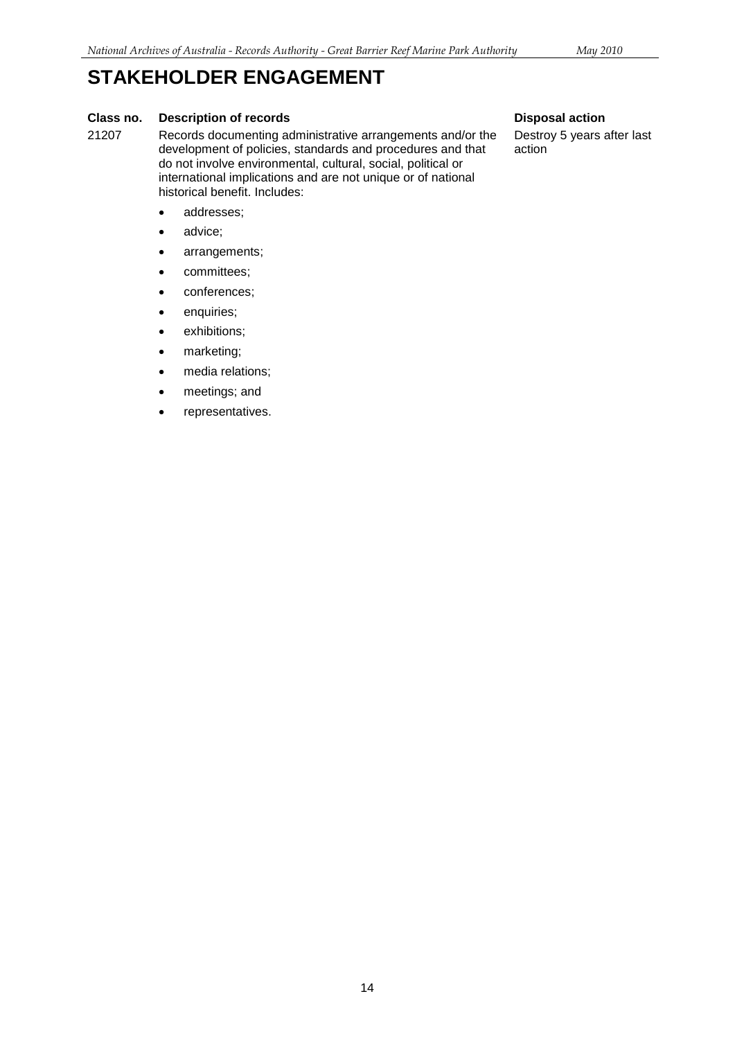# STAKEHOLDER ENGAGEMENT

| Class no. | Description of records | Disposal action |
| --- | --- | --- |
| 21207 | Records documenting administrative arrangements and/or the development of policies, standards and procedures and that do not involve environmental, cultural, social, political or international implications and are not unique or of national historical benefit. Includes:<br>• addresses;<br>• advice;<br>• arrangements;<br>• committees;<br>• conferences;<br>• enquiries;<br>• exhibitions;<br>• marketing;<br>• media relations;<br>• meetings; and<br>• representatives. | Destroy 5 years after last action |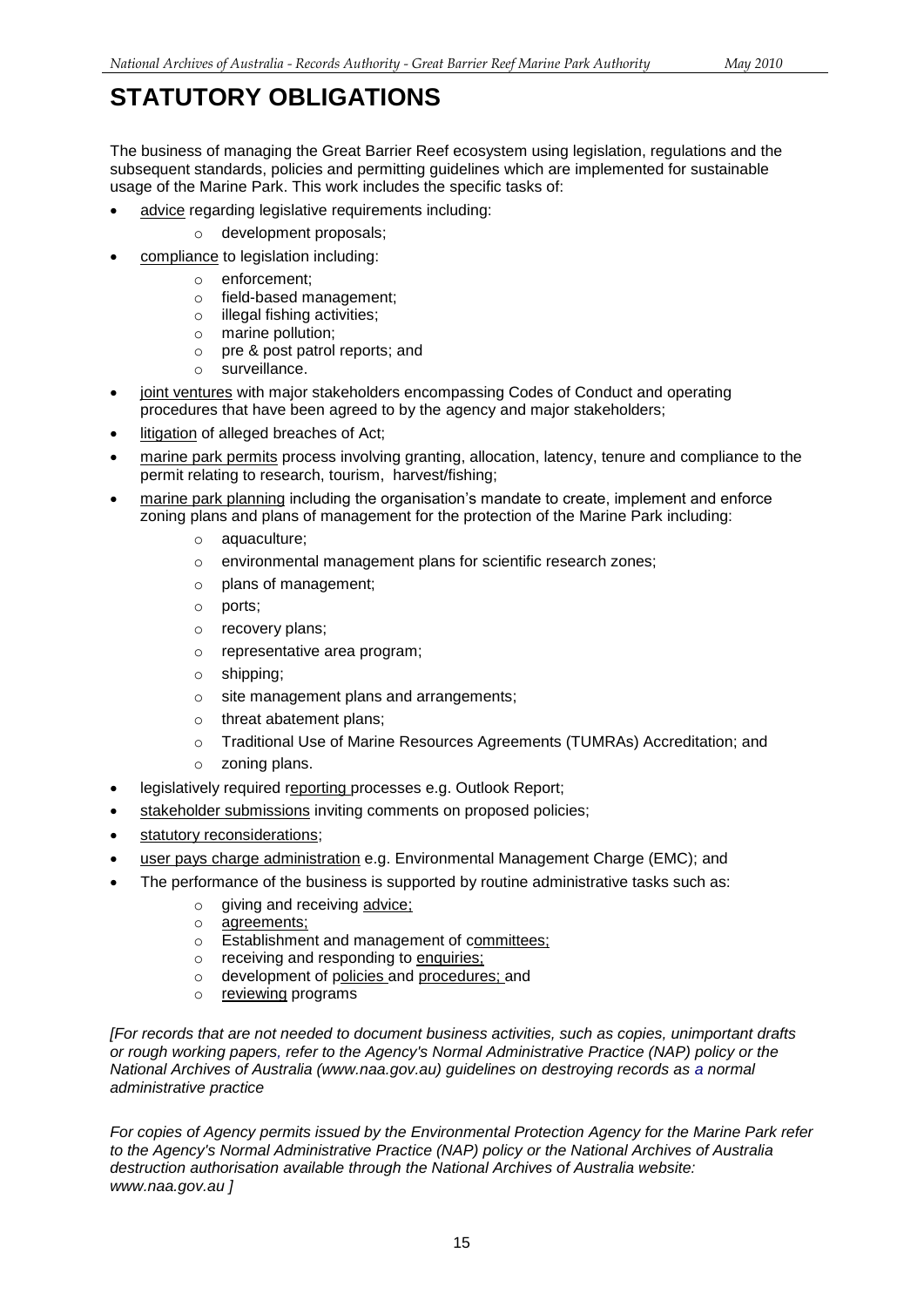# STATUTORY OBLIGATIONS

The business of managing the Great Barrier Reef ecosystem using legislation, regulations and the subsequent standards, policies and permitting guidelines which are implemented for sustainable usage of the Marine Park. This work includes the specific tasks of:

- advice regarding legislative requirements including:
  - development proposals;
- compliance to legislation including:
  - enforcement;
  - field-based management;
  - illegal fishing activities;
  - marine pollution;
  - pre & post patrol reports; and
  - surveillance.
- joint ventures with major stakeholders encompassing Codes of Conduct and operating procedures that have been agreed to by the agency and major stakeholders;
- litigation of alleged breaches of Act;
- marine park permits process involving granting, allocation, latency, tenure and compliance to the permit relating to research, tourism, harvest/fishing;
- marine park planning including the organisation's mandate to create, implement and enforce zoning plans and plans of management for the protection of the Marine Park including:
  - aquaculture;
  - environmental management plans for scientific research zones;
  - plans of management;
  - ports;
  - recovery plans;
  - representative area program;
  - shipping;
  - site management plans and arrangements;
  - threat abatement plans;
  - Traditional Use of Marine Resources Agreements (TUMRAs) Accreditation; and
  - zoning plans.
- legislatively required reporting processes e.g. Outlook Report;
- stakeholder submissions inviting comments on proposed policies;
- statutory reconsiderations;
- user pays charge administration e.g. Environmental Management Charge (EMC); and
- The performance of the business is supported by routine administrative tasks such as:
  - giving and receiving advice;
  - agreements;
  - Establishment and management of committees;
  - receiving and responding to enquiries;
  - development of policies and procedures; and
  - reviewing programs

*[For records that are not needed to document business activities, such as copies, unimportant drafts or rough working papers, refer to the Agency's Normal Administrative Practice (NAP) policy or the National Archives of Australia (www.naa.gov.au) guidelines on destroying records as a normal administrative practice*

*For copies of Agency permits issued by the Environmental Protection Agency for the Marine Park refer to the Agency's Normal Administrative Practice (NAP) policy or the National Archives of Australia destruction authorisation available through the National Archives of Australia website: www.naa.gov.au ]*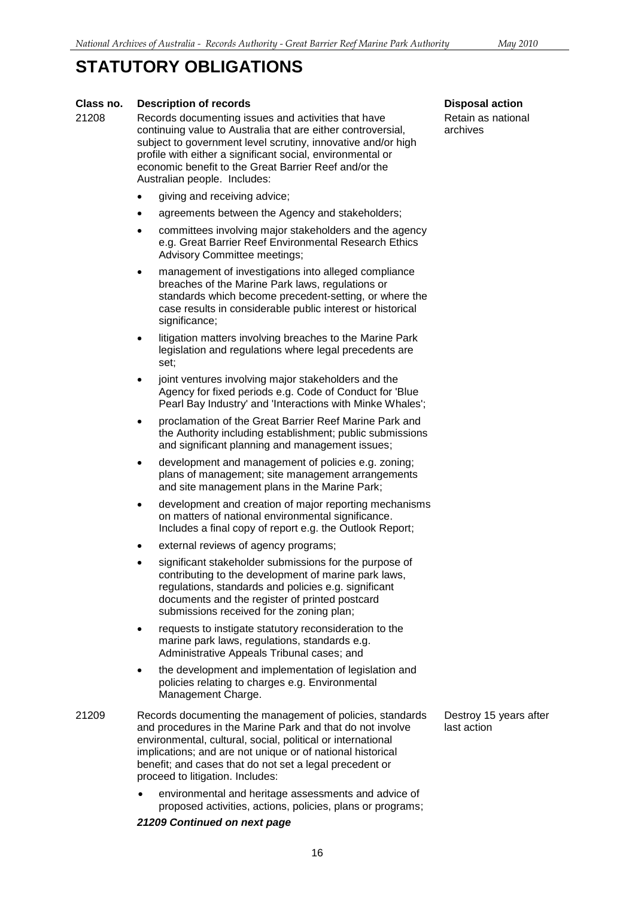# STATUTORY OBLIGATIONS

| Class no. | Description of records | Disposal action |
|---|---|---|
| 21208 | Records documenting issues and activities that have continuing value to Australia that are either controversial, subject to government level scrutiny, innovative and/or high profile with either a significant social, environmental or economic benefit to the Great Barrier Reef and/or the Australian people. Includes:<br>• giving and receiving advice;<br>• agreements between the Agency and stakeholders;<br>• committees involving major stakeholders and the agency e.g. Great Barrier Reef Environmental Research Ethics Advisory Committee meetings;<br>• management of investigations into alleged compliance breaches of the Marine Park laws, regulations or standards which become precedent-setting, or where the case results in considerable public interest or historical significance;<br>• litigation matters involving breaches to the Marine Park legislation and regulations where legal precedents are set;<br>• joint ventures involving major stakeholders and the Agency for fixed periods e.g. Code of Conduct for 'Blue Pearl Bay Industry' and 'Interactions with Minke Whales';<br>• proclamation of the Great Barrier Reef Marine Park and the Authority including establishment; public submissions and significant planning and management issues;<br>• development and management of policies e.g. zoning; plans of management; site management arrangements and site management plans in the Marine Park;<br>• development and creation of major reporting mechanisms on matters of national environmental significance. Includes a final copy of report e.g. the Outlook Report;<br>• external reviews of agency programs;<br>• significant stakeholder submissions for the purpose of contributing to the development of marine park laws, regulations, standards and policies e.g. significant documents and the register of printed postcard submissions received for the zoning plan;<br>• requests to instigate statutory reconsideration to the marine park laws, regulations, standards e.g. Administrative Appeals Tribunal cases; and<br>• the development and implementation of legislation and policies relating to charges e.g. Environmental Management Charge. | Retain as national archives |
| 21209 | Records documenting the management of policies, standards and procedures in the Marine Park and that do not involve environmental, cultural, social, political or international implications; and are not unique or of national historical benefit; and cases that do not set a legal precedent or proceed to litigation. Includes:<br>• environmental and heritage assessments and advice of proposed activities, actions, policies, plans or programs;<br>***21209 Continued on next page*** | Destroy 15 years after last action |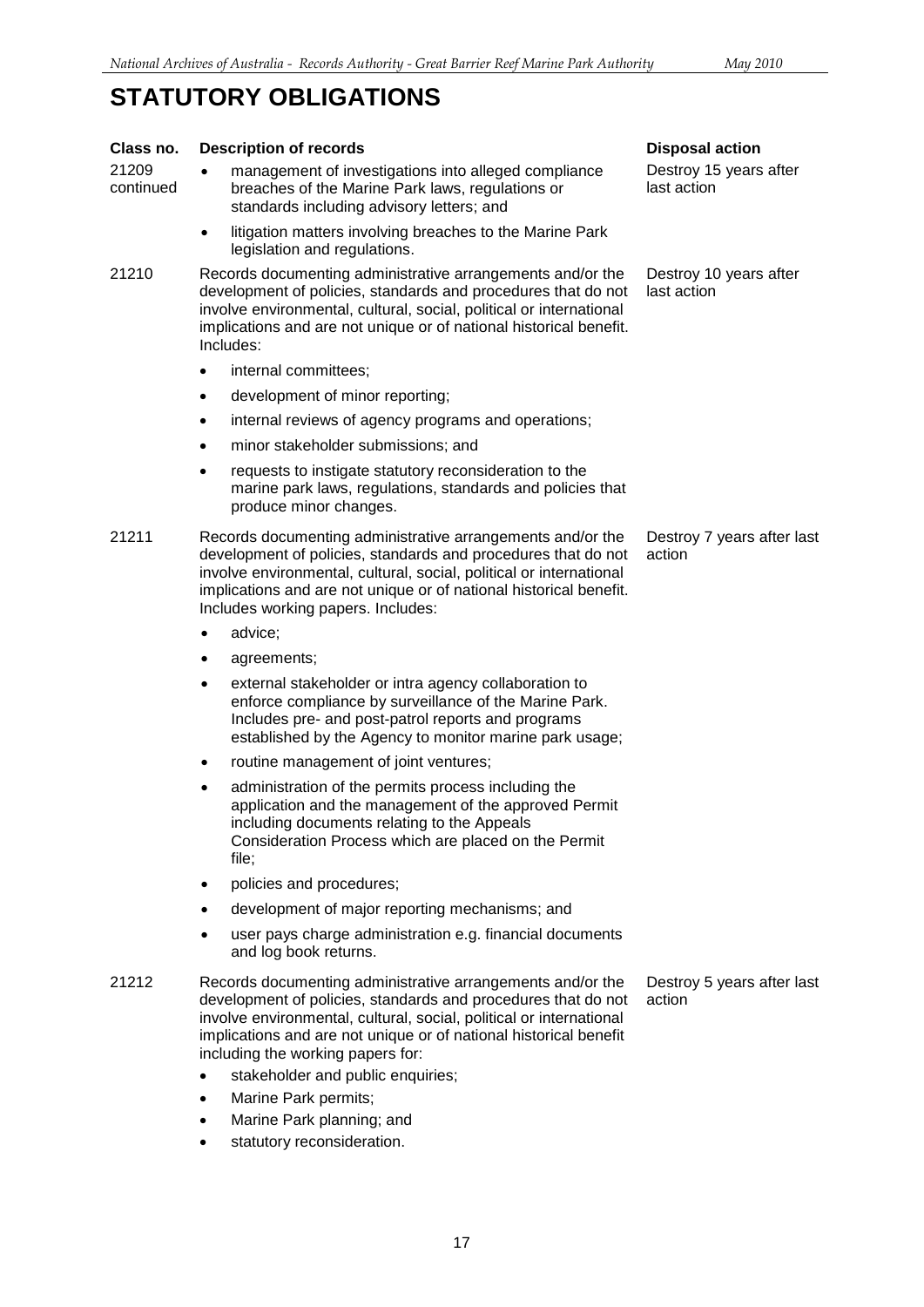# STATUTORY OBLIGATIONS

| Class no. | Description of records | Disposal action |
|---|---|---|
| 21209 continued | • management of investigations into alleged compliance breaches of the Marine Park laws, regulations or standards including advisory letters; and<br>• litigation matters involving breaches to the Marine Park legislation and regulations. | Destroy 15 years after last action |
| 21210 | Records documenting administrative arrangements and/or the development of policies, standards and procedures that do not involve environmental, cultural, social, political or international implications and are not unique or of national historical benefit. Includes:<br>• internal committees;<br>• development of minor reporting;<br>• internal reviews of agency programs and operations;<br>• minor stakeholder submissions; and<br>• requests to instigate statutory reconsideration to the marine park laws, regulations, standards and policies that produce minor changes. | Destroy 10 years after last action |
| 21211 | Records documenting administrative arrangements and/or the development of policies, standards and procedures that do not involve environmental, cultural, social, political or international implications and are not unique or of national historical benefit. Includes working papers. Includes:<br>• advice;<br>• agreements;<br>• external stakeholder or intra agency collaboration to enforce compliance by surveillance of the Marine Park. Includes pre- and post-patrol reports and programs established by the Agency to monitor marine park usage;<br>• routine management of joint ventures;<br>• administration of the permits process including the application and the management of the approved Permit including documents relating to the Appeals Consideration Process which are placed on the Permit file;<br>• policies and procedures;<br>• development of major reporting mechanisms; and<br>• user pays charge administration e.g. financial documents and log book returns. | Destroy 7 years after last action |
| 21212 | Records documenting administrative arrangements and/or the development of policies, standards and procedures that do not involve environmental, cultural, social, political or international implications and are not unique or of national historical benefit including the working papers for:<br>• stakeholder and public enquiries;<br>• Marine Park permits;<br>• Marine Park planning; and<br>• statutory reconsideration. | Destroy 5 years after last action |